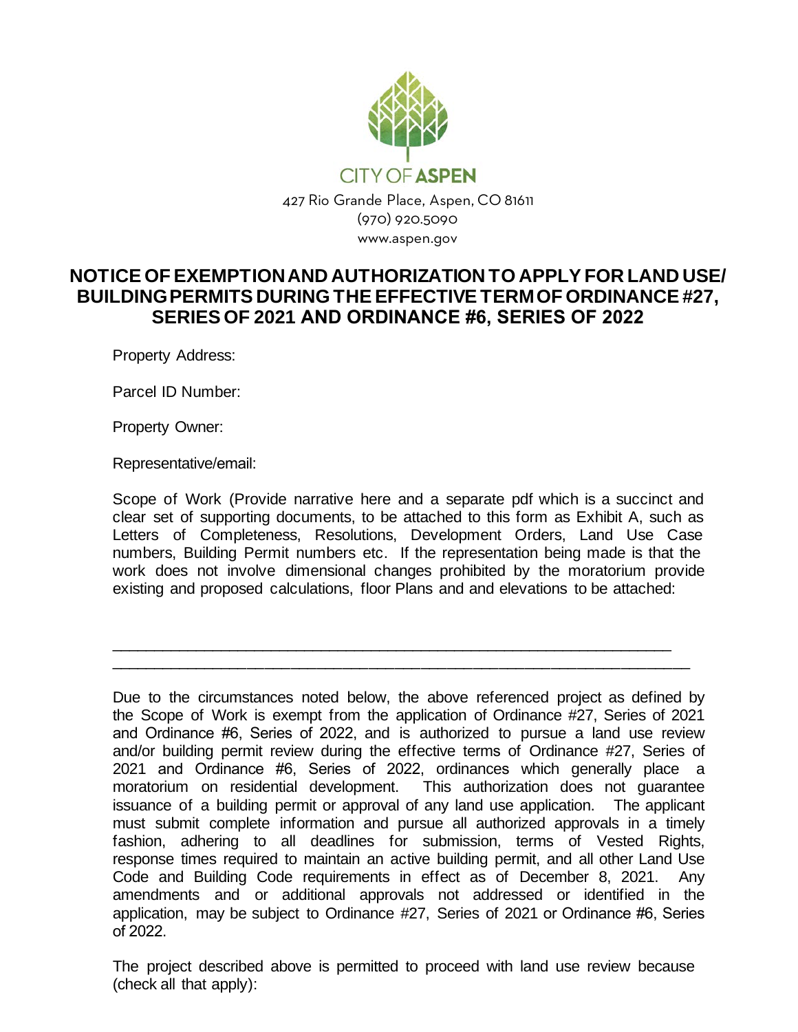CITY OF ASPEN

427 Rio Grande Place, Aspen, CO 81611
(970) 920.5090
www.aspen.gov

# NOTICE OF EXEMPTION AND AUTHORIZATION TO APPLY FOR LAND USE/ BUILDING PERMITS DURING THE EFFECTIVE TERM OF ORDINANCE #27, SERIES OF 2021 AND ORDINANCE #6, SERIES OF 2022

Property Address:

Parcel ID Number:

Property Owner:

Representative/email:

Scope of Work (Provide narrative here and a separate pdf which is a succinct and clear set of supporting documents, to be attached to this form as Exhibit A, such as Letters of Completeness, Resolutions, Development Orders, Land Use Case numbers, Building Permit numbers etc. If the representation being made is that the work does not involve dimensional changes prohibited by the moratorium provide existing and proposed calculations, floor Plans and and elevations to be attached:

\_\_\_\_\_\_\_\_\_\_\_\_\_\_\_\_\_\_\_\_\_\_\_\_\_\_\_\_\_\_\_\_\_\_\_\_\_\_\_\_\_\_\_\_\_\_\_\_\_\_\_\_\_\_\_\_\_\_\_\_\_\_\_\_
\_\_\_\_\_\_\_\_\_\_\_\_\_\_\_\_\_\_\_\_\_\_\_\_\_\_\_\_\_\_\_\_\_\_\_\_\_\_\_\_\_\_\_\_\_\_\_\_\_\_\_\_\_\_\_\_\_\_\_\_\_\_\_\_\_

Due to the circumstances noted below, the above referenced project as defined by the Scope of Work is exempt from the application of Ordinance #27, Series of 2021 and Ordinance #6, Series of 2022, and is authorized to pursue a land use review and/or building permit review during the effective terms of Ordinance #27, Series of 2021 and Ordinance #6, Series of 2022, ordinances which generally place a moratorium on residential development. This authorization does not guarantee issuance of a building permit or approval of any land use application. The applicant must submit complete information and pursue all authorized approvals in a timely fashion, adhering to all deadlines for submission, terms of Vested Rights, response times required to maintain an active building permit, and all other Land Use Code and Building Code requirements in effect as of December 8, 2021. Any amendments and or additional approvals not addressed or identified in the application, may be subject to Ordinance #27, Series of 2021 or Ordinance #6, Series of 2022.

The project described above is permitted to proceed with land use review because (check all that apply):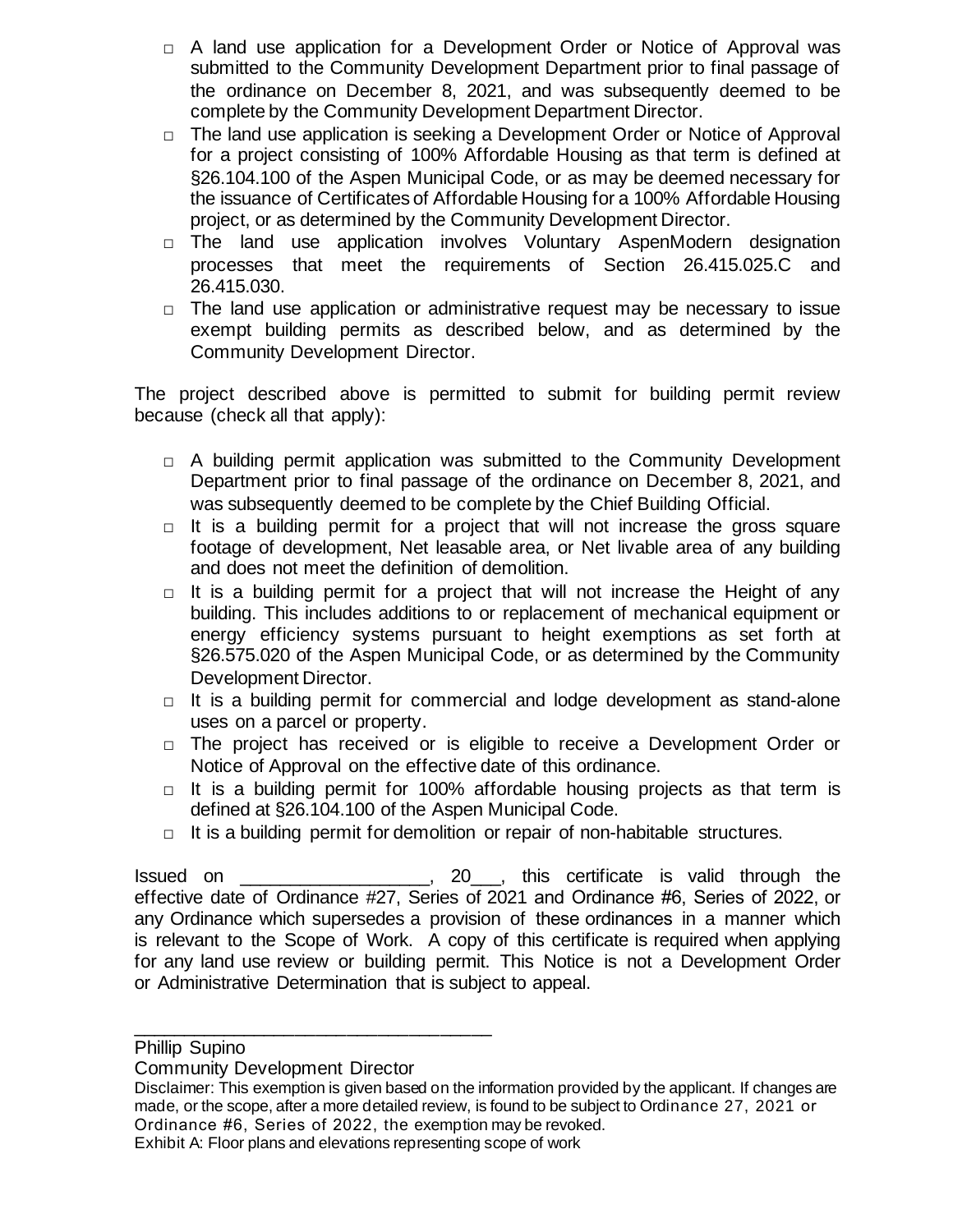- □ A land use application for a Development Order or Notice of Approval was submitted to the Community Development Department prior to final passage of the ordinance on December 8, 2021, and was subsequently deemed to be complete by the Community Development Department Director.
- □ The land use application is seeking a Development Order or Notice of Approval for a project consisting of 100% Affordable Housing as that term is defined at §26.104.100 of the Aspen Municipal Code, or as may be deemed necessary for the issuance of Certificates of Affordable Housing for a 100% Affordable Housing project, or as determined by the Community Development Director.
- □ The land use application involves Voluntary AspenModern designation processes that meet the requirements of Section 26.415.025.C and 26.415.030.
- □ The land use application or administrative request may be necessary to issue exempt building permits as described below, and as determined by the Community Development Director.

The project described above is permitted to submit for building permit review because (check all that apply):

- □ A building permit application was submitted to the Community Development Department prior to final passage of the ordinance on December 8, 2021, and was subsequently deemed to be complete by the Chief Building Official.
- □ It is a building permit for a project that will not increase the gross square footage of development, Net leasable area, or Net livable area of any building and does not meet the definition of demolition.
- □ It is a building permit for a project that will not increase the Height of any building. This includes additions to or replacement of mechanical equipment or energy efficiency systems pursuant to height exemptions as set forth at §26.575.020 of the Aspen Municipal Code, or as determined by the Community Development Director.
- □ It is a building permit for commercial and lodge development as stand-alone uses on a parcel or property.
- □ The project has received or is eligible to receive a Development Order or Notice of Approval on the effective date of this ordinance.
- □ It is a building permit for 100% affordable housing projects as that term is defined at §26.104.100 of the Aspen Municipal Code.
- □ It is a building permit for demolition or repair of non-habitable structures.

Issued on __________________, 20___, this certificate is valid through the effective date of Ordinance #27, Series of 2021 and Ordinance #6, Series of 2022, or any Ordinance which supersedes a provision of these ordinances in a manner which is relevant to the Scope of Work. A copy of this certificate is required when applying for any land use review or building permit. This Notice is not a Development Order or Administrative Determination that is subject to appeal.

___________________________________
Phillip Supino
Community Development Director

Disclaimer: This exemption is given based on the information provided by the applicant. If changes are made, or the scope, after a more detailed review, is found to be subject to Ordinance 27, 2021 or Ordinance #6, Series of 2022, the exemption may be revoked.

Exhibit A: Floor plans and elevations representing scope of work